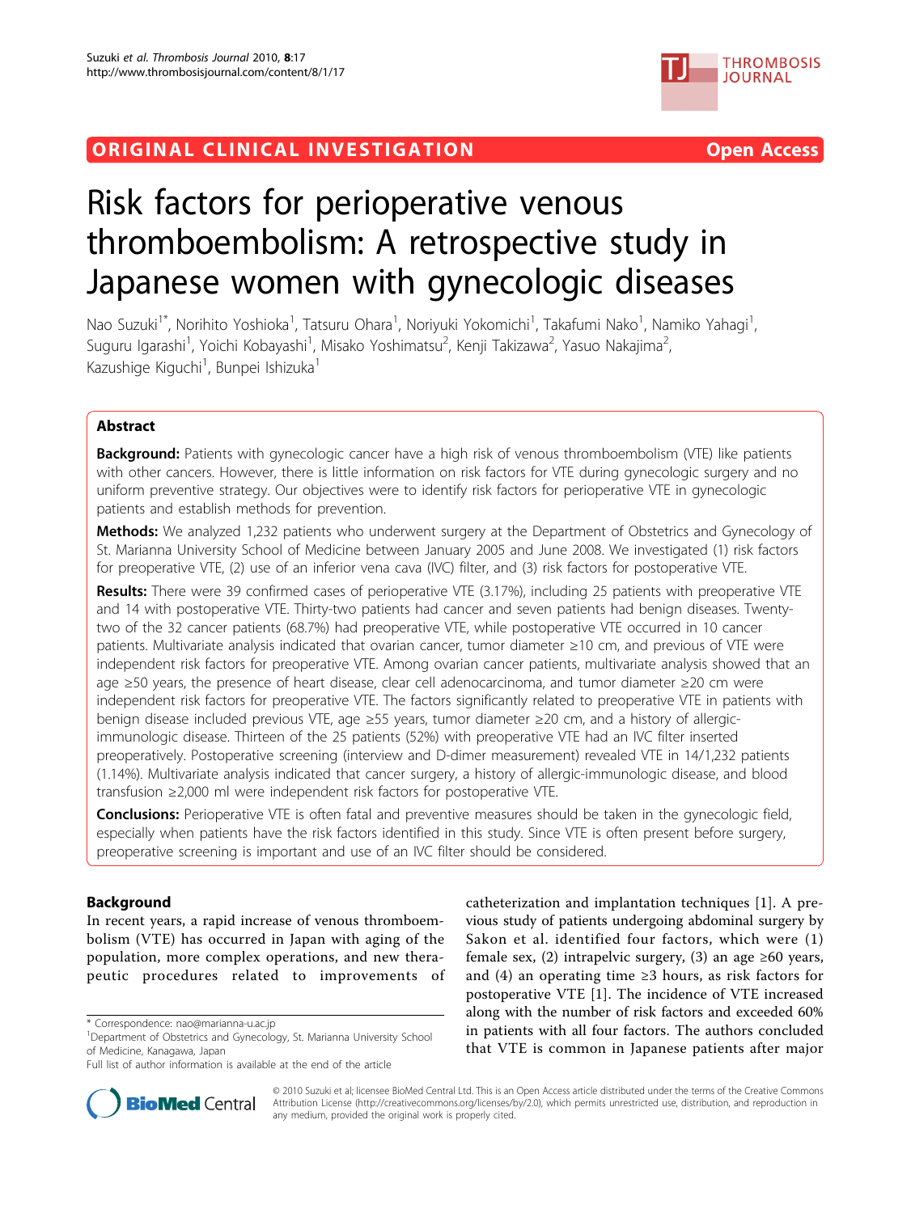ORIGINAL CLINICAL INVESTIGATION | Open Access

# Risk factors for perioperative venous thromboembolism: A retrospective study in Japanese women with gynecologic diseases

Nao Suzuki[1*], Norihito Yoshioka[1], Tatsuru Ohara[1], Noriyuki Yokomichi[1], Takafumi Nako[1], Namiko Yahagi[1], Suguru Igarashi[1], Yoichi Kobayashi[1], Misako Yoshimatsu[2], Kenji Takizawa[2], Yasuo Nakajima[2], Kazushige Kiguchi[1], Bunpei Ishizuka[1]

## Abstract

**Background:** Patients with gynecologic cancer have a high risk of venous thromboembolism (VTE) like patients with other cancers. However, there is little information on risk factors for VTE during gynecologic surgery and no uniform preventive strategy. Our objectives were to identify risk factors for perioperative VTE in gynecologic patients and establish methods for prevention.

**Methods:** We analyzed 1,232 patients who underwent surgery at the Department of Obstetrics and Gynecology of St. Marianna University School of Medicine between January 2005 and June 2008. We investigated (1) risk factors for preoperative VTE, (2) use of an inferior vena cava (IVC) filter, and (3) risk factors for postoperative VTE.

**Results:** There were 39 confirmed cases of perioperative VTE (3.17%), including 25 patients with preoperative VTE and 14 with postoperative VTE. Thirty-two patients had cancer and seven patients had benign diseases. Twenty-two of the 32 cancer patients (68.7%) had preoperative VTE, while postoperative VTE occurred in 10 cancer patients. Multivariate analysis indicated that ovarian cancer, tumor diameter ≥10 cm, and previous of VTE were independent risk factors for preoperative VTE. Among ovarian cancer patients, multivariate analysis showed that an age ≥50 years, the presence of heart disease, clear cell adenocarcinoma, and tumor diameter ≥20 cm were independent risk factors for preoperative VTE. The factors significantly related to preoperative VTE in patients with benign disease included previous VTE, age ≥55 years, tumor diameter ≥20 cm, and a history of allergic-immunologic disease. Thirteen of the 25 patients (52%) with preoperative VTE had an IVC filter inserted preoperatively. Postoperative screening (interview and D-dimer measurement) revealed VTE in 14/1,232 patients (1.14%). Multivariate analysis indicated that cancer surgery, a history of allergic-immunologic disease, and blood transfusion ≥2,000 ml were independent risk factors for postoperative VTE.

**Conclusions:** Perioperative VTE is often fatal and preventive measures should be taken in the gynecologic field, especially when patients have the risk factors identified in this study. Since VTE is often present before surgery, preoperative screening is important and use of an IVC filter should be considered.

## Background

In recent years, a rapid increase of venous thromboembolism (VTE) has occurred in Japan with aging of the population, more complex operations, and new therapeutic procedures related to improvements of catheterization and implantation techniques [1]. A previous study of patients undergoing abdominal surgery by Sakon et al. identified four factors, which were (1) female sex, (2) intrapelvic surgery, (3) an age ≥60 years, and (4) an operating time ≥3 hours, as risk factors for postoperative VTE [1]. The incidence of VTE increased along with the number of risk factors and exceeded 60% in patients with all four factors. The authors concluded that VTE is common in Japanese patients after major

\* Correspondence: nao@marianna-u.ac.jp
[1]Department of Obstetrics and Gynecology, St. Marianna University School of Medicine, Kanagawa, Japan
Full list of author information is available at the end of the article

© 2010 Suzuki et al; licensee BioMed Central Ltd. This is an Open Access article distributed under the terms of the Creative Commons Attribution License (http://creativecommons.org/licenses/by/2.0), which permits unrestricted use, distribution, and reproduction in any medium, provided the original work is properly cited.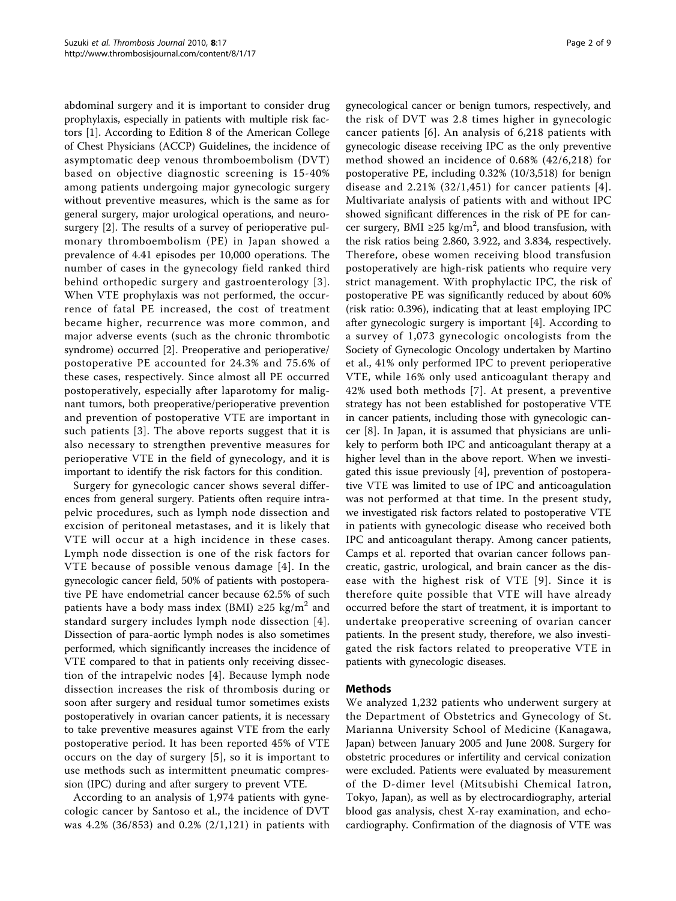abdominal surgery and it is important to consider drug prophylaxis, especially in patients with multiple risk factors [1]. According to Edition 8 of the American College of Chest Physicians (ACCP) Guidelines, the incidence of asymptomatic deep venous thromboembolism (DVT) based on objective diagnostic screening is 15-40% among patients undergoing major gynecologic surgery without preventive measures, which is the same as for general surgery, major urological operations, and neurosurgery [2]. The results of a survey of perioperative pulmonary thromboembolism (PE) in Japan showed a prevalence of 4.41 episodes per 10,000 operations. The number of cases in the gynecology field ranked third behind orthopedic surgery and gastroenterology [3]. When VTE prophylaxis was not performed, the occurrence of fatal PE increased, the cost of treatment became higher, recurrence was more common, and major adverse events (such as the chronic thrombotic syndrome) occurred [2]. Preoperative and perioperative/postoperative PE accounted for 24.3% and 75.6% of these cases, respectively. Since almost all PE occurred postoperatively, especially after laparotomy for malignant tumors, both preoperative/perioperative prevention and prevention of postoperative VTE are important in such patients [3]. The above reports suggest that it is also necessary to strengthen preventive measures for perioperative VTE in the field of gynecology, and it is important to identify the risk factors for this condition.

Surgery for gynecologic cancer shows several differences from general surgery. Patients often require intrapelvic procedures, such as lymph node dissection and excision of peritoneal metastases, and it is likely that VTE will occur at a high incidence in these cases. Lymph node dissection is one of the risk factors for VTE because of possible venous damage [4]. In the gynecologic cancer field, 50% of patients with postoperative PE have endometrial cancer because 62.5% of such patients have a body mass index (BMI) ≥25 kg/m$^2$ and standard surgery includes lymph node dissection [4]. Dissection of para-aortic lymph nodes is also sometimes performed, which significantly increases the incidence of VTE compared to that in patients only receiving dissection of the intrapelvic nodes [4]. Because lymph node dissection increases the risk of thrombosis during or soon after surgery and residual tumor sometimes exists postoperatively in ovarian cancer patients, it is necessary to take preventive measures against VTE from the early postoperative period. It has been reported 45% of VTE occurs on the day of surgery [5], so it is important to use methods such as intermittent pneumatic compression (IPC) during and after surgery to prevent VTE.

According to an analysis of 1,974 patients with gynecologic cancer by Santoso et al., the incidence of DVT was 4.2% (36/853) and 0.2% (2/1,121) in patients with gynecological cancer or benign tumors, respectively, and the risk of DVT was 2.8 times higher in gynecologic cancer patients [6]. An analysis of 6,218 patients with gynecologic disease receiving IPC as the only preventive method showed an incidence of 0.68% (42/6,218) for postoperative PE, including 0.32% (10/3,518) for benign disease and 2.21% (32/1,451) for cancer patients [4]. Multivariate analysis of patients with and without IPC showed significant differences in the risk of PE for cancer surgery, BMI ≥25 kg/m$^2$, and blood transfusion, with the risk ratios being 2.860, 3.922, and 3.834, respectively. Therefore, obese women receiving blood transfusion postoperatively are high-risk patients who require very strict management. With prophylactic IPC, the risk of postoperative PE was significantly reduced by about 60% (risk ratio: 0.396), indicating that at least employing IPC after gynecologic surgery is important [4]. According to a survey of 1,073 gynecologic oncologists from the Society of Gynecologic Oncology undertaken by Martino et al., 41% only performed IPC to prevent perioperative VTE, while 16% only used anticoagulant therapy and 42% used both methods [7]. At present, a preventive strategy has not been established for postoperative VTE in cancer patients, including those with gynecologic cancer [8]. In Japan, it is assumed that physicians are unlikely to perform both IPC and anticoagulant therapy at a higher level than in the above report. When we investigated this issue previously [4], prevention of postoperative VTE was limited to use of IPC and anticoagulation was not performed at that time. In the present study, we investigated risk factors related to postoperative VTE in patients with gynecologic disease who received both IPC and anticoagulant therapy. Among cancer patients, Camps et al. reported that ovarian cancer follows pancreatic, gastric, urological, and brain cancer as the disease with the highest risk of VTE [9]. Since it is therefore quite possible that VTE will have already occurred before the start of treatment, it is important to undertake preoperative screening of ovarian cancer patients. In the present study, therefore, we also investigated the risk factors related to preoperative VTE in patients with gynecologic diseases.

## Methods

We analyzed 1,232 patients who underwent surgery at the Department of Obstetrics and Gynecology of St. Marianna University School of Medicine (Kanagawa, Japan) between January 2005 and June 2008. Surgery for obstetric procedures or infertility and cervical conization were excluded. Patients were evaluated by measurement of the D-dimer level (Mitsubishi Chemical Iatron, Tokyo, Japan), as well as by electrocardiography, arterial blood gas analysis, chest X-ray examination, and echocardiography. Confirmation of the diagnosis of VTE was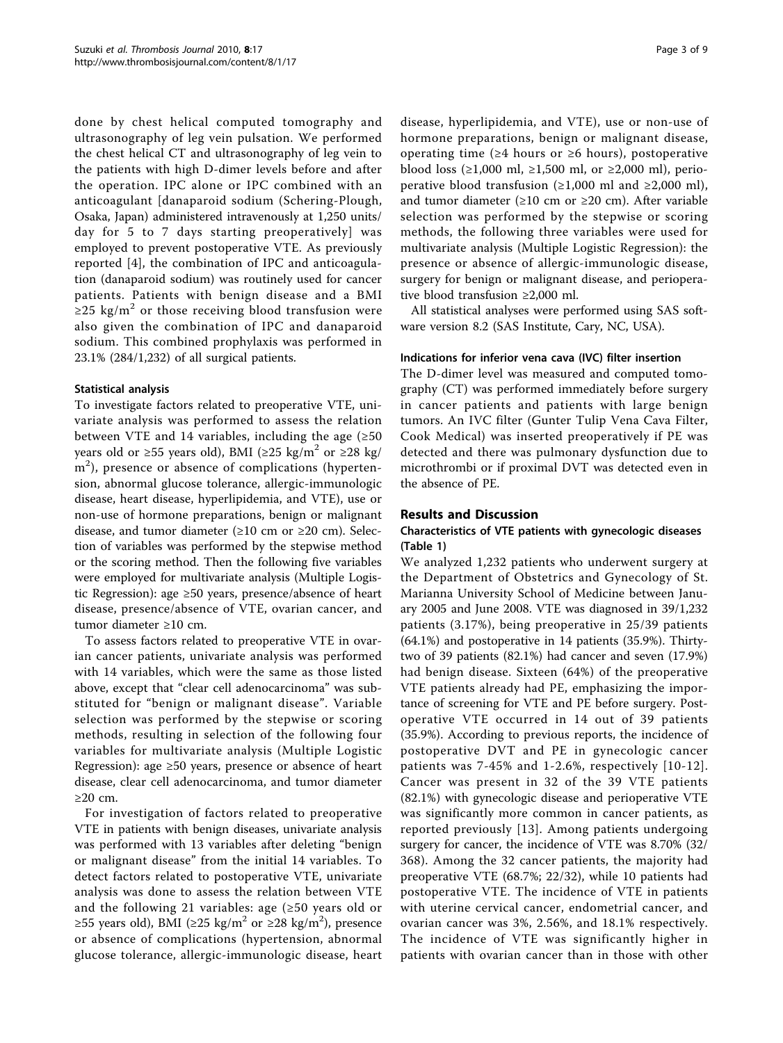done by chest helical computed tomography and ultrasonography of leg vein pulsation. We performed the chest helical CT and ultrasonography of leg vein to the patients with high D-dimer levels before and after the operation. IPC alone or IPC combined with an anticoagulant [danaparoid sodium (Schering-Plough, Osaka, Japan) administered intravenously at 1,250 units/day for 5 to 7 days starting preoperatively] was employed to prevent postoperative VTE. As previously reported [4], the combination of IPC and anticoagulation (danaparoid sodium) was routinely used for cancer patients. Patients with benign disease and a BMI ≥25 kg/m$^2$ or those receiving blood transfusion were also given the combination of IPC and danaparoid sodium. This combined prophylaxis was performed in 23.1% (284/1,232) of all surgical patients.

#### Statistical analysis

To investigate factors related to preoperative VTE, univariate analysis was performed to assess the relation between VTE and 14 variables, including the age (≥50 years old or ≥55 years old), BMI (≥25 kg/m$^2$ or ≥28 kg/m$^2$), presence or absence of complications (hypertension, abnormal glucose tolerance, allergic-immunologic disease, heart disease, hyperlipidemia, and VTE), use or non-use of hormone preparations, benign or malignant disease, and tumor diameter (≥10 cm or ≥20 cm). Selection of variables was performed by the stepwise method or the scoring method. Then the following five variables were employed for multivariate analysis (Multiple Logistic Regression): age ≥50 years, presence/absence of heart disease, presence/absence of VTE, ovarian cancer, and tumor diameter ≥10 cm.

To assess factors related to preoperative VTE in ovarian cancer patients, univariate analysis was performed with 14 variables, which were the same as those listed above, except that "clear cell adenocarcinoma" was substituted for "benign or malignant disease". Variable selection was performed by the stepwise or scoring methods, resulting in selection of the following four variables for multivariate analysis (Multiple Logistic Regression): age ≥50 years, presence or absence of heart disease, clear cell adenocarcinoma, and tumor diameter ≥20 cm.

For investigation of factors related to preoperative VTE in patients with benign diseases, univariate analysis was performed with 13 variables after deleting "benign or malignant disease" from the initial 14 variables. To detect factors related to postoperative VTE, univariate analysis was done to assess the relation between VTE and the following 21 variables: age (≥50 years old or ≥55 years old), BMI (≥25 kg/m$^2$ or ≥28 kg/m$^2$), presence or absence of complications (hypertension, abnormal glucose tolerance, allergic-immunologic disease, heart disease, hyperlipidemia, and VTE), use or non-use of hormone preparations, benign or malignant disease, operating time (≥4 hours or ≥6 hours), postoperative blood loss (≥1,000 ml, ≥1,500 ml, or ≥2,000 ml), perioperative blood transfusion (≥1,000 ml and ≥2,000 ml), and tumor diameter (≥10 cm or ≥20 cm). After variable selection was performed by the stepwise or scoring methods, the following three variables were used for multivariate analysis (Multiple Logistic Regression): the presence or absence of allergic-immunologic disease, surgery for benign or malignant disease, and perioperative blood transfusion ≥2,000 ml.

All statistical analyses were performed using SAS software version 8.2 (SAS Institute, Cary, NC, USA).

#### Indications for inferior vena cava (IVC) filter insertion

The D-dimer level was measured and computed tomography (CT) was performed immediately before surgery in cancer patients and patients with large benign tumors. An IVC filter (Gunter Tulip Vena Cava Filter, Cook Medical) was inserted preoperatively if PE was detected and there was pulmonary dysfunction due to microthrombi or if proximal DVT was detected even in the absence of PE.

## Results and Discussion

#### Characteristics of VTE patients with gynecologic diseases (Table 1)

We analyzed 1,232 patients who underwent surgery at the Department of Obstetrics and Gynecology of St. Marianna University School of Medicine between January 2005 and June 2008. VTE was diagnosed in 39/1,232 patients (3.17%), being preoperative in 25/39 patients (64.1%) and postoperative in 14 patients (35.9%). Thirty-two of 39 patients (82.1%) had cancer and seven (17.9%) had benign disease. Sixteen (64%) of the preoperative VTE patients already had PE, emphasizing the importance of screening for VTE and PE before surgery. Postoperative VTE occurred in 14 out of 39 patients (35.9%). According to previous reports, the incidence of postoperative DVT and PE in gynecologic cancer patients was 7-45% and 1-2.6%, respectively [10-12]. Cancer was present in 32 of the 39 VTE patients (82.1%) with gynecologic disease and perioperative VTE was significantly more common in cancer patients, as reported previously [13]. Among patients undergoing surgery for cancer, the incidence of VTE was 8.70% (32/368). Among the 32 cancer patients, the majority had preoperative VTE (68.7%; 22/32), while 10 patients had postoperative VTE. The incidence of VTE in patients with uterine cervical cancer, endometrial cancer, and ovarian cancer was 3%, 2.56%, and 18.1% respectively. The incidence of VTE was significantly higher in patients with ovarian cancer than in those with other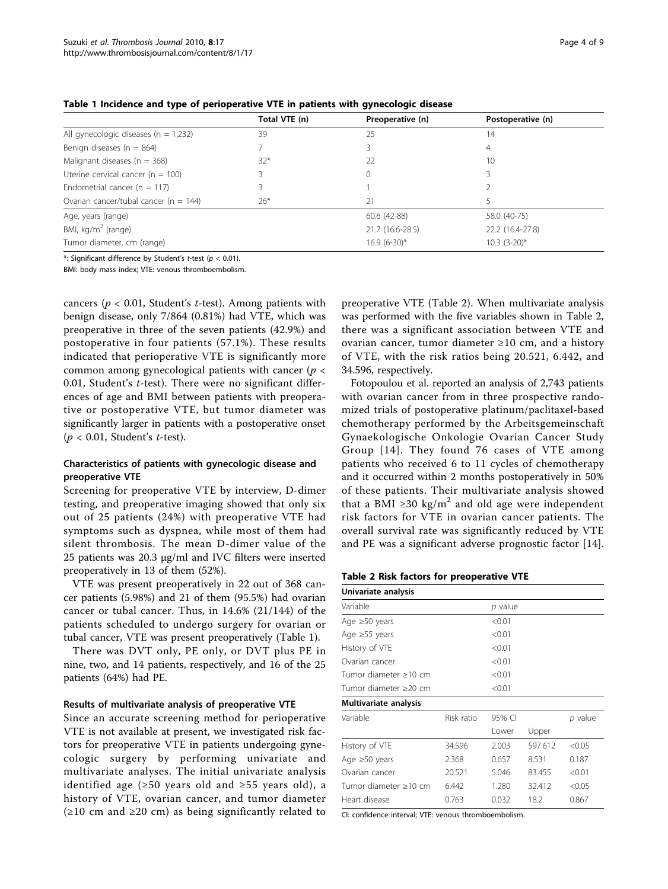**Table 1 Incidence and type of perioperative VTE in patients with gynecologic disease**

| | Total VTE (n) | Preoperative (n) | Postoperative (n) |
|---|---|---|---|
| All gynecologic diseases (n = 1,232) | 39 | 25 | 14 |
| Benign diseases (n = 864) | 7 | 3 | 4 |
| Malignant diseases (n = 368) | 32* | 22 | 10 |
| Uterine cervical cancer (n = 100) | 3 | 0 | 3 |
| Endometrial cancer (n = 117) | 3 | 1 | 2 |
| Ovarian cancer/tubal cancer (n = 144) | 26* | 21 | 5 |
| Age, years (range) | | 60.6 (42-88) | 58.0 (40-75) |
| BMI, kg/m$^2$ (range) | | 21.7 (16.6-28.5) | 22.2 (16.4-27.8) |
| Tumor diameter, cm (range) | | 16.9 (6-30)* | 10.3 (3-20)* |

*: Significant difference by Student's *t*-test ($p < 0.01$).

BMI: body mass index; VTE: venous thromboembolism.

cancers ($p < 0.01$, Student's *t*-test). Among patients with benign disease, only 7/864 (0.81%) had VTE, which was preoperative in three of the seven patients (42.9%) and postoperative in four patients (57.1%). These results indicated that perioperative VTE is significantly more common among gynecological patients with cancer ($p < 0.01$, Student's *t*-test). There were no significant differences of age and BMI between patients with preoperative or postoperative VTE, but tumor diameter was significantly larger in patients with a postoperative onset ($p < 0.01$, Student's *t*-test).

### Characteristics of patients with gynecologic disease and preoperative VTE

Screening for preoperative VTE by interview, D-dimer testing, and preoperative imaging showed that only six out of 25 patients (24%) with preoperative VTE had symptoms such as dyspnea, while most of them had silent thrombosis. The mean D-dimer value of the 25 patients was 20.3 μg/ml and IVC filters were inserted preoperatively in 13 of them (52%).

VTE was present preoperatively in 22 out of 368 cancer patients (5.98%) and 21 of them (95.5%) had ovarian cancer or tubal cancer. Thus, in 14.6% (21/144) of the patients scheduled to undergo surgery for ovarian or tubal cancer, VTE was present preoperatively (Table 1).

There was DVT only, PE only, or DVT plus PE in nine, two, and 14 patients, respectively, and 16 of the 25 patients (64%) had PE.

### Results of multivariate analysis of preoperative VTE

Since an accurate screening method for perioperative VTE is not available at present, we investigated risk factors for preoperative VTE in patients undergoing gynecologic surgery by performing univariate and multivariate analyses. The initial univariate analysis identified age (≥50 years old and ≥55 years old), a history of VTE, ovarian cancer, and tumor diameter (≥10 cm and ≥20 cm) as being significantly related to preoperative VTE (Table 2). When multivariate analysis was performed with the five variables shown in Table 2, there was a significant association between VTE and ovarian cancer, tumor diameter ≥10 cm, and a history of VTE, with the risk ratios being 20.521, 6.442, and 34.596, respectively.

Fotopoulou et al. reported an analysis of 2,743 patients with ovarian cancer from in three prospective randomized trials of postoperative platinum/paclitaxel-based chemotherapy performed by the Arbeitsgemeinschaft Gynaekologische Onkologie Ovarian Cancer Study Group [14]. They found 76 cases of VTE among patients who received 6 to 11 cycles of chemotherapy and it occurred within 2 months postoperatively in 50% of these patients. Their multivariate analysis showed that a BMI ≥30 kg/m$^2$ and old age were independent risk factors for VTE in ovarian cancer patients. The overall survival rate was significantly reduced by VTE and PE was a significant adverse prognostic factor [14].

**Table 2 Risk factors for preoperative VTE**

| Univariate analysis | | | | |
|---|---|---|---|---|
| Variable | | *p* value | | |
| Age ≥50 years | | <0.01 | | |
| Age ≥55 years | | <0.01 | | |
| History of VTE | | <0.01 | | |
| Ovarian cancer | | <0.01 | | |
| Tumor diameter ≥10 cm | | <0.01 | | |
| Tumor diameter ≥20 cm | | <0.01 | | |
| **Multivariate analysis** | | | | |
| Variable | Risk ratio | 95% CI | | *p* value |
| | | Lower | Upper | |
| History of VTE | 34.596 | 2.003 | 597.612 | <0.05 |
| Age ≥50 years | 2.368 | 0.657 | 8.531 | 0.187 |
| Ovarian cancer | 20.521 | 5.046 | 83.455 | <0.01 |
| Tumor diameter ≥10 cm | 6.442 | 1.280 | 32.412 | <0.05 |
| Heart disease | 0.763 | 0.032 | 18.2 | 0.867 |

CI: confidence interval; VTE: venous thromboembolism.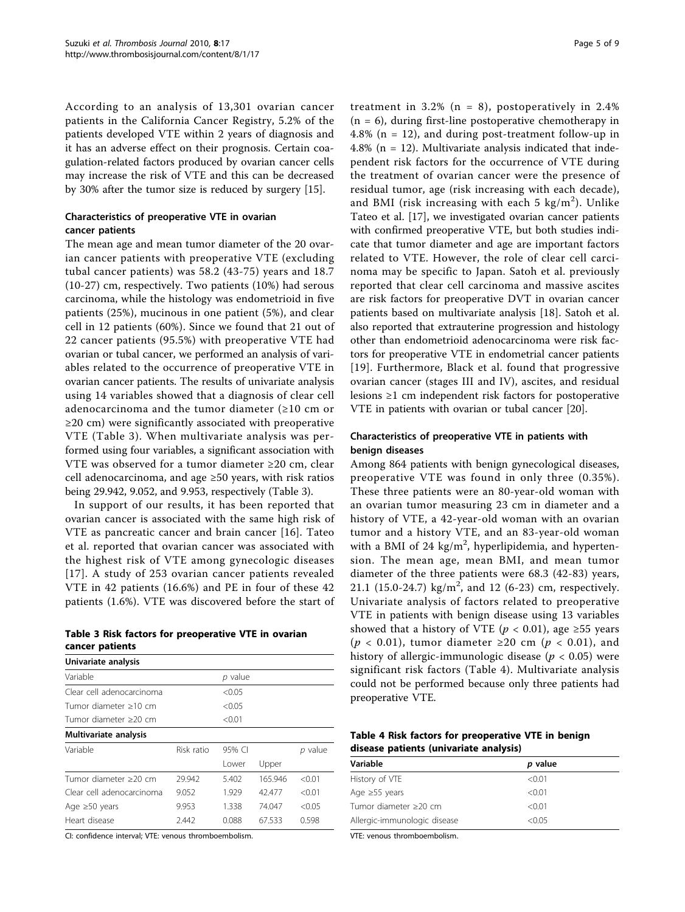According to an analysis of 13,301 ovarian cancer patients in the California Cancer Registry, 5.2% of the patients developed VTE within 2 years of diagnosis and it has an adverse effect on their prognosis. Certain coagulation-related factors produced by ovarian cancer cells may increase the risk of VTE and this can be decreased by 30% after the tumor size is reduced by surgery [15].

### Characteristics of preoperative VTE in ovarian cancer patients

The mean age and mean tumor diameter of the 20 ovarian cancer patients with preoperative VTE (excluding tubal cancer patients) was 58.2 (43-75) years and 18.7 (10-27) cm, respectively. Two patients (10%) had serous carcinoma, while the histology was endometrioid in five patients (25%), mucinous in one patient (5%), and clear cell in 12 patients (60%). Since we found that 21 out of 22 cancer patients (95.5%) with preoperative VTE had ovarian or tubal cancer, we performed an analysis of variables related to the occurrence of preoperative VTE in ovarian cancer patients. The results of univariate analysis using 14 variables showed that a diagnosis of clear cell adenocarcinoma and the tumor diameter (≥10 cm or ≥20 cm) were significantly associated with preoperative VTE (Table 3). When multivariate analysis was performed using four variables, a significant association with VTE was observed for a tumor diameter ≥20 cm, clear cell adenocarcinoma, and age ≥50 years, with risk ratios being 29.942, 9.052, and 9.953, respectively (Table 3).

In support of our results, it has been reported that ovarian cancer is associated with the same high risk of VTE as pancreatic cancer and brain cancer [16]. Tateo et al. reported that ovarian cancer was associated with the highest risk of VTE among gynecologic diseases [17]. A study of 253 ovarian cancer patients revealed VTE in 42 patients (16.6%) and PE in four of these 42 patients (1.6%). VTE was discovered before the start of treatment in 3.2% (n = 8), postoperatively in 2.4% (n = 6), during first-line postoperative chemotherapy in 4.8% (n = 12), and during post-treatment follow-up in 4.8% (n = 12). Multivariate analysis indicated that independent risk factors for the occurrence of VTE during the treatment of ovarian cancer were the presence of residual tumor, age (risk increasing with each decade), and BMI (risk increasing with each 5 $kg/m^2$). Unlike Tateo et al. [17], we investigated ovarian cancer patients with confirmed preoperative VTE, but both studies indicate that tumor diameter and age are important factors related to VTE. However, the role of clear cell carcinoma may be specific to Japan. Satoh et al. previously reported that clear cell carcinoma and massive ascites are risk factors for preoperative DVT in ovarian cancer patients based on multivariate analysis [18]. Satoh et al. also reported that extrauterine progression and histology other than endometrioid adenocarcinoma were risk factors for preoperative VTE in endometrial cancer patients [19]. Furthermore, Black et al. found that progressive ovarian cancer (stages III and IV), ascites, and residual lesions ≥1 cm independent risk factors for postoperative VTE in patients with ovarian or tubal cancer [20].

**Table 3 Risk factors for preoperative VTE in ovarian cancer patients**

| Univariate analysis | | | | |
|---|---|---|---|---|
| Variable | | *p* value | | |
| Clear cell adenocarcinoma | | <0.05 | | |
| Tumor diameter ≥10 cm | | <0.05 | | |
| Tumor diameter ≥20 cm | | <0.01 | | |
| **Multivariate analysis** | | | | |
| Variable | Risk ratio | 95% CI | | *p* value |
| | | Lower | Upper | |
| Tumor diameter ≥20 cm | 29.942 | 5.402 | 165.946 | <0.01 |
| Clear cell adenocarcinoma | 9.052 | 1.929 | 42.477 | <0.01 |
| Age ≥50 years | 9.953 | 1.338 | 74.047 | <0.05 |
| Heart disease | 2.442 | 0.088 | 67.533 | 0.598 |

CI: confidence interval; VTE: venous thromboembolism.

### Characteristics of preoperative VTE in patients with benign diseases

Among 864 patients with benign gynecological diseases, preoperative VTE was found in only three (0.35%). These three patients were an 80-year-old woman with an ovarian tumor measuring 23 cm in diameter and a history of VTE, a 42-year-old woman with an ovarian tumor and a history VTE, and an 83-year-old woman with a BMI of 24 $kg/m^2$, hyperlipidemia, and hypertension. The mean age, mean BMI, and mean tumor diameter of the three patients were 68.3 (42-83) years, 21.1 (15.0-24.7) $kg/m^2$, and 12 (6-23) cm, respectively. Univariate analysis of factors related to preoperative VTE in patients with benign disease using 13 variables showed that a history of VTE ($p < 0.01$), age ≥55 years ($p < 0.01$), tumor diameter ≥20 cm ($p < 0.01$), and history of allergic-immunologic disease ($p < 0.05$) were significant risk factors (Table 4). Multivariate analysis could not be performed because only three patients had preoperative VTE.

**Table 4 Risk factors for preoperative VTE in benign disease patients (univariate analysis)**

| Variable | *p* value |
|---|---|
| History of VTE | <0.01 |
| Age ≥55 years | <0.01 |
| Tumor diameter ≥20 cm | <0.01 |
| Allergic-immunologic disease | <0.05 |

VTE: venous thromboembolism.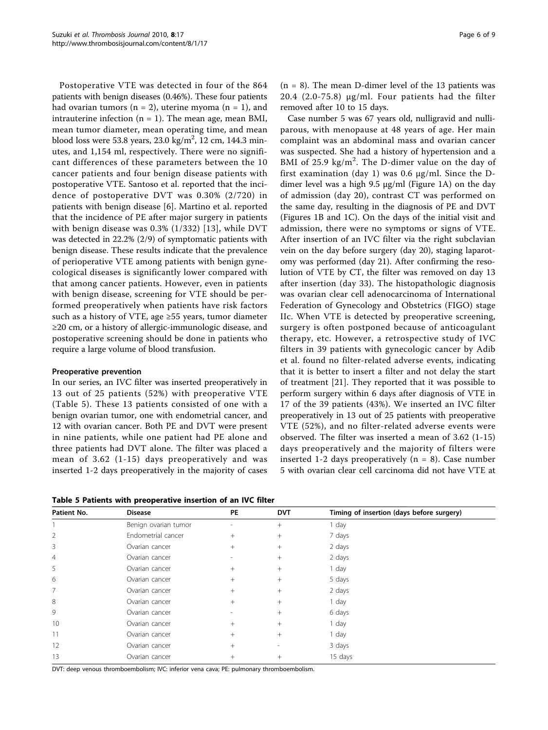Postoperative VTE was detected in four of the 864 patients with benign diseases (0.46%). These four patients had ovarian tumors (n = 2), uterine myoma (n = 1), and intrauterine infection (n = 1). The mean age, mean BMI, mean tumor diameter, mean operating time, and mean blood loss were 53.8 years, 23.0 kg/m$^2$, 12 cm, 144.3 minutes, and 1,154 ml, respectively. There were no significant differences of these parameters between the 10 cancer patients and four benign disease patients with postoperative VTE. Santoso et al. reported that the incidence of postoperative DVT was 0.30% (2/720) in patients with benign disease [6]. Martino et al. reported that the incidence of PE after major surgery in patients with benign disease was 0.3% (1/332) [13], while DVT was detected in 22.2% (2/9) of symptomatic patients with benign disease. These results indicate that the prevalence of perioperative VTE among patients with benign gynecological diseases is significantly lower compared with that among cancer patients. However, even in patients with benign disease, screening for VTE should be performed preoperatively when patients have risk factors such as a history of VTE, age ≥55 years, tumor diameter ≥20 cm, or a history of allergic-immunologic disease, and postoperative screening should be done in patients who require a large volume of blood transfusion.

#### Preoperative prevention

In our series, an IVC filter was inserted preoperatively in 13 out of 25 patients (52%) with preoperative VTE (Table 5). These 13 patients consisted of one with a benign ovarian tumor, one with endometrial cancer, and 12 with ovarian cancer. Both PE and DVT were present in nine patients, while one patient had PE alone and three patients had DVT alone. The filter was placed a mean of 3.62 (1-15) days preoperatively and was inserted 1-2 days preoperatively in the majority of cases (n = 8). The mean D-dimer level of the 13 patients was 20.4 (2.0-75.8) μg/ml. Four patients had the filter removed after 10 to 15 days.

Case number 5 was 67 years old, nulligravid and nulliparous, with menopause at 48 years of age. Her main complaint was an abdominal mass and ovarian cancer was suspected. She had a history of hypertension and a BMI of 25.9 kg/m$^2$. The D-dimer value on the day of first examination (day 1) was 0.6 μg/ml. Since the D-dimer level was a high 9.5 μg/ml (Figure 1A) on the day of admission (day 20), contrast CT was performed on the same day, resulting in the diagnosis of PE and DVT (Figures 1B and 1C). On the days of the initial visit and admission, there were no symptoms or signs of VTE. After insertion of an IVC filter via the right subclavian vein on the day before surgery (day 20), staging laparotomy was performed (day 21). After confirming the resolution of VTE by CT, the filter was removed on day 13 after insertion (day 33). The histopathologic diagnosis was ovarian clear cell adenocarcinoma of International Federation of Gynecology and Obstetrics (FIGO) stage IIc. When VTE is detected by preoperative screening, surgery is often postponed because of anticoagulant therapy, etc. However, a retrospective study of IVC filters in 39 patients with gynecologic cancer by Adib et al. found no filter-related adverse events, indicating that it is better to insert a filter and not delay the start of treatment [21]. They reported that it was possible to perform surgery within 6 days after diagnosis of VTE in 17 of the 39 patients (43%). We inserted an IVC filter preoperatively in 13 out of 25 patients with preoperative VTE (52%), and no filter-related adverse events were observed. The filter was inserted a mean of 3.62 (1-15) days preoperatively and the majority of filters were inserted 1-2 days preoperatively (n = 8). Case number 5 with ovarian clear cell carcinoma did not have VTE at

**Table 5 Patients with preoperative insertion of an IVC filter**

| Patient No. | Disease | PE | DVT | Timing of insertion (days before surgery) |
|---|---|---|---|---|
| 1 | Benign ovarian tumor | - | + | 1 day |
| 2 | Endometrial cancer | + | + | 7 days |
| 3 | Ovarian cancer | + | + | 2 days |
| 4 | Ovarian cancer | - | + | 2 days |
| 5 | Ovarian cancer | + | + | 1 day |
| 6 | Ovarian cancer | + | + | 5 days |
| 7 | Ovarian cancer | + | + | 2 days |
| 8 | Ovarian cancer | + | + | 1 day |
| 9 | Ovarian cancer | - | + | 6 days |
| 10 | Ovarian cancer | + | + | 1 day |
| 11 | Ovarian cancer | + | + | 1 day |
| 12 | Ovarian cancer | + | - | 3 days |
| 13 | Ovarian cancer | + | + | 15 days |

DVT: deep venous thromboembolism; IVC: inferior vena cava; PE: pulmonary thromboembolism.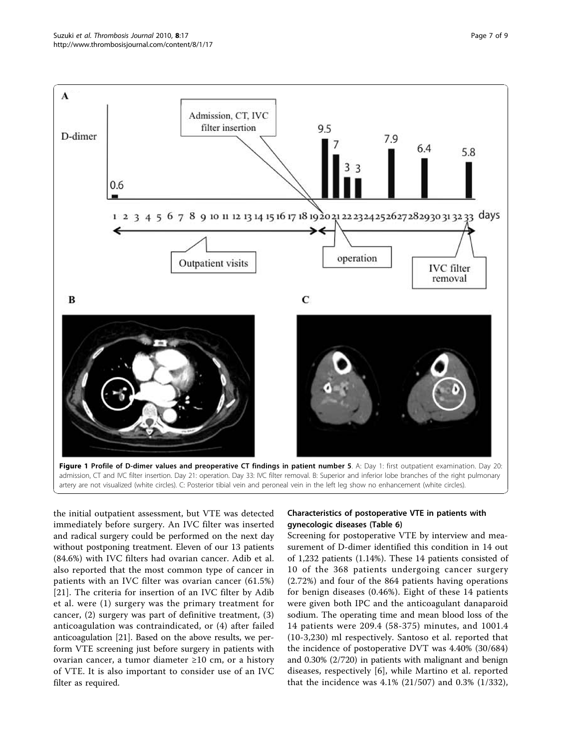**Figure 1 Profile of D-dimer values and preoperative CT findings in patient number 5**. A: Day 1: first outpatient examination. Day 20: admission, CT and IVC filter insertion. Day 21: operation. Day 33: IVC filter removal. B: Superior and inferior lobe branches of the right pulmonary artery are not visualized (white circles). C: Posterior tibial vein and peroneal vein in the left leg show no enhancement (white circles).

the initial outpatient assessment, but VTE was detected immediately before surgery. An IVC filter was inserted and radical surgery could be performed on the next day without postponing treatment. Eleven of our 13 patients (84.6%) with IVC filters had ovarian cancer. Adib et al. also reported that the most common type of cancer in patients with an IVC filter was ovarian cancer (61.5%) [21]. The criteria for insertion of an IVC filter by Adib et al. were (1) surgery was the primary treatment for cancer, (2) surgery was part of definitive treatment, (3) anticoagulation was contraindicated, or (4) after failed anticoagulation [21]. Based on the above results, we perform VTE screening just before surgery in patients with ovarian cancer, a tumor diameter ≥10 cm, or a history of VTE. It is also important to consider use of an IVC filter as required.

### Characteristics of postoperative VTE in patients with gynecologic diseases (Table 6)

Screening for postoperative VTE by interview and measurement of D-dimer identified this condition in 14 out of 1,232 patients (1.14%). These 14 patients consisted of 10 of the 368 patients undergoing cancer surgery (2.72%) and four of the 864 patients having operations for benign diseases (0.46%). Eight of these 14 patients were given both IPC and the anticoagulant danaparoid sodium. The operating time and mean blood loss of the 14 patients were 209.4 (58-375) minutes, and 1001.4 (10-3,230) ml respectively. Santoso et al. reported that the incidence of postoperative DVT was 4.40% (30/684) and 0.30% (2/720) in patients with malignant and benign diseases, respectively [6], while Martino et al. reported that the incidence was 4.1% (21/507) and 0.3% (1/332),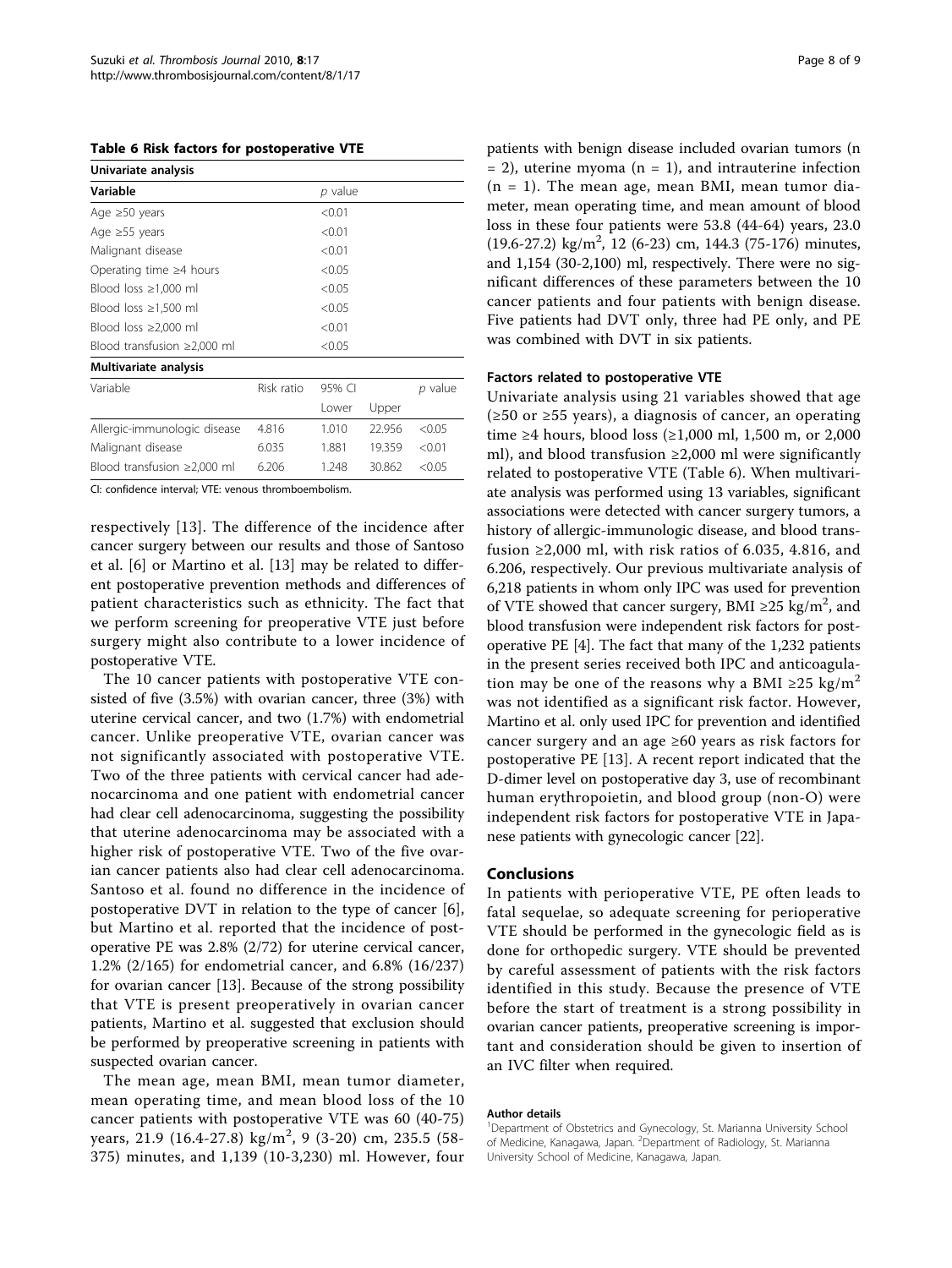**Table 6 Risk factors for postoperative VTE**

| Univariate analysis | | | | |
|---|---|---|---|---|
| Variable | | *p* value | | |
| Age ≥50 years | | <0.01 | | |
| Age ≥55 years | | <0.01 | | |
| Malignant disease | | <0.01 | | |
| Operating time ≥4 hours | | <0.05 | | |
| Blood loss ≥1,000 ml | | <0.05 | | |
| Blood loss ≥1,500 ml | | <0.05 | | |
| Blood loss ≥2,000 ml | | <0.01 | | |
| Blood transfusion ≥2,000 ml | | <0.05 | | |
| **Multivariate analysis** | | | | |
| Variable | Risk ratio | 95% CI | | *p* value |
| | | Lower | Upper | |
| Allergic-immunologic disease | 4.816 | 1.010 | 22.956 | <0.05 |
| Malignant disease | 6.035 | 1.881 | 19.359 | <0.01 |
| Blood transfusion ≥2,000 ml | 6.206 | 1.248 | 30.862 | <0.05 |

CI: confidence interval; VTE: venous thromboembolism.

respectively [13]. The difference of the incidence after cancer surgery between our results and those of Santoso et al. [6] or Martino et al. [13] may be related to different postoperative prevention methods and differences of patient characteristics such as ethnicity. The fact that we perform screening for preoperative VTE just before surgery might also contribute to a lower incidence of postoperative VTE.

The 10 cancer patients with postoperative VTE consisted of five (3.5%) with ovarian cancer, three (3%) with uterine cervical cancer, and two (1.7%) with endometrial cancer. Unlike preoperative VTE, ovarian cancer was not significantly associated with postoperative VTE. Two of the three patients with cervical cancer had adenocarcinoma and one patient with endometrial cancer had clear cell adenocarcinoma, suggesting the possibility that uterine adenocarcinoma may be associated with a higher risk of postoperative VTE. Two of the five ovarian cancer patients also had clear cell adenocarcinoma. Santoso et al. found no difference in the incidence of postoperative DVT in relation to the type of cancer [6], but Martino et al. reported that the incidence of postoperative PE was 2.8% (2/72) for uterine cervical cancer, 1.2% (2/165) for endometrial cancer, and 6.8% (16/237) for ovarian cancer [13]. Because of the strong possibility that VTE is present preoperatively in ovarian cancer patients, Martino et al. suggested that exclusion should be performed by preoperative screening in patients with suspected ovarian cancer.

The mean age, mean BMI, mean tumor diameter, mean operating time, and mean blood loss of the 10 cancer patients with postoperative VTE was 60 (40-75) years, 21.9 (16.4-27.8) kg/m$^2$, 9 (3-20) cm, 235.5 (58-375) minutes, and 1,139 (10-3,230) ml. However, four patients with benign disease included ovarian tumors (n = 2), uterine myoma (n = 1), and intrauterine infection (n = 1). The mean age, mean BMI, mean tumor diameter, mean operating time, and mean amount of blood loss in these four patients were 53.8 (44-64) years, 23.0 (19.6-27.2) kg/m$^2$, 12 (6-23) cm, 144.3 (75-176) minutes, and 1,154 (30-2,100) ml, respectively. There were no significant differences of these parameters between the 10 cancer patients and four patients with benign disease. Five patients had DVT only, three had PE only, and PE was combined with DVT in six patients.

### Factors related to postoperative VTE

Univariate analysis using 21 variables showed that age (≥50 or ≥55 years), a diagnosis of cancer, an operating time ≥4 hours, blood loss (≥1,000 ml, 1,500 m, or 2,000 ml), and blood transfusion ≥2,000 ml were significantly related to postoperative VTE (Table 6). When multivariate analysis was performed using 13 variables, significant associations were detected with cancer surgery tumors, a history of allergic-immunologic disease, and blood transfusion ≥2,000 ml, with risk ratios of 6.035, 4.816, and 6.206, respectively. Our previous multivariate analysis of 6,218 patients in whom only IPC was used for prevention of VTE showed that cancer surgery, BMI ≥25 kg/m$^2$, and blood transfusion were independent risk factors for postoperative PE [4]. The fact that many of the 1,232 patients in the present series received both IPC and anticoagulation may be one of the reasons why a BMI ≥25 kg/m$^2$ was not identified as a significant risk factor. However, Martino et al. only used IPC for prevention and identified cancer surgery and an age ≥60 years as risk factors for postoperative PE [13]. A recent report indicated that the D-dimer level on postoperative day 3, use of recombinant human erythropoietin, and blood group (non-O) were independent risk factors for postoperative VTE in Japanese patients with gynecologic cancer [22].

## Conclusions

In patients with perioperative VTE, PE often leads to fatal sequelae, so adequate screening for perioperative VTE should be performed in the gynecologic field as is done for orthopedic surgery. VTE should be prevented by careful assessment of patients with the risk factors identified in this study. Because the presence of VTE before the start of treatment is a strong possibility in ovarian cancer patients, preoperative screening is important and consideration should be given to insertion of an IVC filter when required.

#### Author details

[1]Department of Obstetrics and Gynecology, St. Marianna University School of Medicine, Kanagawa, Japan. [2]Department of Radiology, St. Marianna University School of Medicine, Kanagawa, Japan.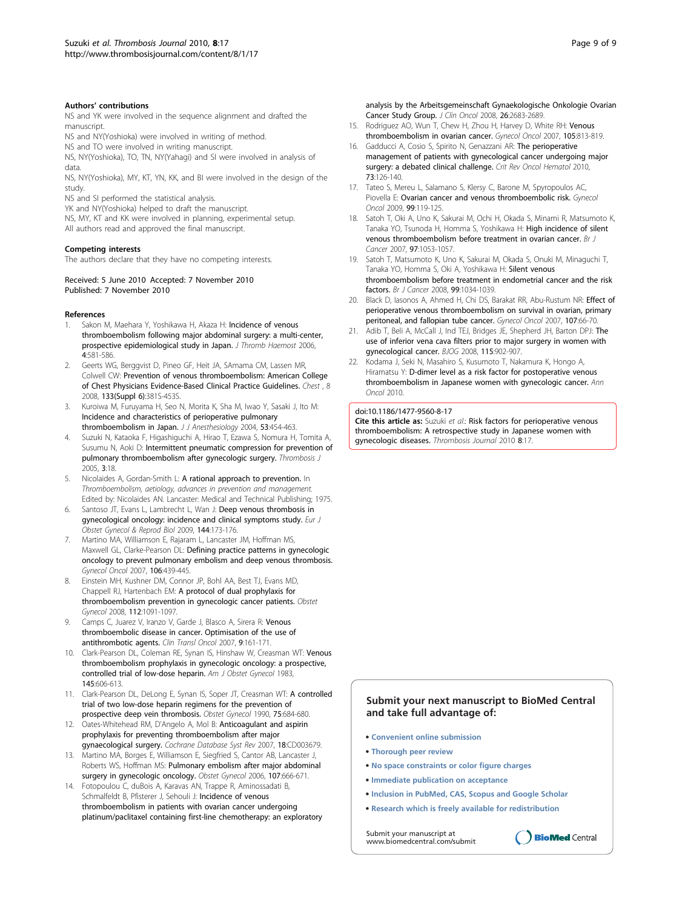### Authors' contributions

NS and YK were involved in the sequence alignment and drafted the manuscript.
NS and NY(Yoshioka) were involved in writing of method.
NS and TO were involved in writing manuscript.
NS, NY(Yoshioka), TO, TN, NY(Yahagi) and SI were involved in analysis of data.
NS, NY(Yoshioka), MY, KT, YN, KK, and BI were involved in the design of the study.
NS and SI performed the statistical analysis.
YK and NY(Yoshioka) helped to draft the manuscript.
NS, MY, KT and KK were involved in planning, experimental setup.
All authors read and approved the final manuscript.

### Competing interests

The authors declare that they have no competing interests.

Received: 5 June 2010 Accepted: 7 November 2010
Published: 7 November 2010

### References

1. Sakon M, Maehara Y, Yoshikawa H, Akaza H: **Incidence of venous thromboembolism following major abdominal surgery: a multi-center, prospective epidemiological study in Japan.** *J Thromb Haemost* 2006, **4**:581-586.
2. Geerts WG, Berggvist D, Pineo GF, Heit JA, SAmama CM, Lassen MR, Colwell CW: **Prevention of venous thromboembolism: American College of Chest Physicians Evidence-Based Clinical Practice Guidelines.** *Chest* , 8 2008, **133(Suppl 6)**:381S-453S.
3. Kuroiwa M, Furuyama H, Seo N, Morita K, Sha M, Iwao Y, Sasaki J, Ito M: **Incidence and characteristics of perioperative pulmonary thromboembolism in Japan.** *J J Anesthesiology* 2004, **53**:454-463.
4. Suzuki N, Kataoka F, Higashiguchi A, Hirao T, Ezawa S, Nomura H, Tomita A, Susumu N, Aoki D: **Intermittent pneumatic compression for prevention of pulmonary thromboembolism after gynecologic surgery.** *Thrombosis J* 2005, **3**:18.
5. Nicolaides A, Gordan-Smith L: **A rational approach to prevention.** In *Thromboembolism, aetiology, advances in prevention and management.* Edited by: Nicolaides AN. Lancaster: Medical and Technical Publishing; 1975.
6. Santoso JT, Evans L, Lambrecht L, Wan J: **Deep venous thrombosis in gynecological oncology: incidence and clinical symptoms study.** *Eur J Obstet Gynecol & Reprod Biol* 2009, **144**:173-176.
7. Martino MA, Williamson E, Rajaram L, Lancaster JM, Hoffman MS, Maxwell GL, Clarke-Pearson DL: **Defining practice patterns in gynecologic oncology to prevent pulmonary embolism and deep venous thrombosis.** *Gynecol Oncol* 2007, **106**:439-445.
8. Einstein MH, Kushner DM, Connor JP, Bohl AA, Best TJ, Evans MD, Chappell RJ, Hartenbach EM: **A protocol of dual prophylaxis for thromboembolism prevention in gynecologic cancer patients.** *Obstet Gynecol* 2008, **112**:1091-1097.
9. Camps C, Juarez V, Iranzo V, Garde J, Blasco A, Sirera R: **Venous thromboembolic disease in cancer. Optimisation of the use of antithrombotic agents.** *Clin Transl Oncol* 2007, **9**:161-171.
10. Clark-Pearson DL, Coleman RE, Synan IS, Hinshaw W, Creasman WT: **Venous thromboembolism prophylaxis in gynecologic oncology: a prospective, controlled trial of low-dose heparin.** *Am J Obstet Gynecol* 1983, **145**:606-613.
11. Clark-Pearson DL, DeLong E, Synan IS, Soper JT, Creasman WT: **A controlled trial of two low-dose heparin regimens for the prevention of prospective deep vein thrombosis.** *Obstet Gynecol* 1990, **75**:684-680.
12. Oates-Whitehead RM, D'Angelo A, Mol B: **Anticoagulant and aspirin prophylaxis for preventing thromboembolism after major gynaecological surgery.** *Cochrane Database Syst Rev* 2007, **18**:CD003679.
13. Martino MA, Borges E, Williamson E, Siegfried S, Cantor AB, Lancaster J, Roberts WS, Hoffman MS: **Pulmonary embolism after major abdominal surgery in gynecologic oncology.** *Obstet Gynecol* 2006, **107**:666-671.
14. Fotopoulou C, duBois A, Karavas AN, Trappe R, Aminossadati B, Schmalfeldt B, Pfisterer J, Sehouli J: **Incidence of venous thromboembolism in patients with ovarian cancer undergoing platinum/paclitaxel containing first-line chemotherapy: an exploratory analysis by the Arbeitsgemeinschaft Gynaekologische Onkologie Ovarian Cancer Study Group.** *J Clin Oncol* 2008, **26**:2683-2689.
15. Rodriguez AO, Wun T, Chew H, Zhou H, Harvey D, White RH: **Venous thromboembolism in ovarian cancer.** *Gynecol Oncol* 2007, **105**:813-819.
16. Gadducci A, Cosio S, Spirito N, Genazzani AR: **The perioperative management of patients with gynecological cancer undergoing major surgery: a debated clinical challenge.** *Crit Rev Oncol Hematol* 2010, **73**:126-140.
17. Tateo S, Mereu L, Salamano S, Klersy C, Barone M, Spyropoulos AC, Piovella F: **Ovarian cancer and venous thromboembolic risk.** *Gynecol Oncol* 2009, **99**:119-125.
18. Satoh T, Oki A, Uno K, Sakurai M, Ochi H, Okada S, Minami R, Matsumoto K, Tanaka YO, Tsunoda H, Homma S, Yoshikawa H: **High incidence of silent venous thromboembolism before treatment in ovarian cancer.** *Br J Cancer* 2007, **97**:1053-1057.
19. Satoh T, Matsumoto K, Uno K, Sakurai M, Okada S, Onuki M, Minaguchi T, Tanaka YO, Homma S, Oki A, Yoshikawa H: **Silent venous thromboembolism before treatment in endometrial cancer and the risk factors.** *Br J Cancer* 2008, **99**:1034-1039.
20. Black D, Iasonos A, Ahmed H, Chi DS, Barakat RR, Abu-Rustum NR: **Effect of perioperative venous thromboembolism on survival in ovarian, primary peritoneal, and fallopian tube cancer.** *Gynecol Oncol* 2007, **107**:66-70.
21. Adib T, Beli A, McCall J, Ind TEJ, Bridges JE, Shepherd JH, Barton DPJ: **The use of inferior vena cava filters prior to major surgery in women with gynecological cancer.** *BJOG* 2008, **115**:902-907.
22. Kodama J, Seki N, Masahiro S, Kusumoto T, Nakamura K, Hongo A, Hiramatsu Y: **D-dimer level as a risk factor for postoperative venous thromboembolism in Japanese women with gynecologic cancer.** *Ann Oncol* 2010.

doi:10.1186/1477-9560-8-17
**Cite this article as:** Suzuki *et al.*: Risk factors for perioperative venous thromboembolism: A retrospective study in Japanese women with gynecologic diseases. *Thrombosis Journal* 2010 **8**:17.

**Submit your next manuscript to BioMed Central and take full advantage of:**

- Convenient online submission
- Thorough peer review
- No space constraints or color figure charges
- Immediate publication on acceptance
- Inclusion in PubMed, CAS, Scopus and Google Scholar
- Research which is freely available for redistribution

Submit your manuscript at
www.biomedcentral.com/submit

BioMed Central